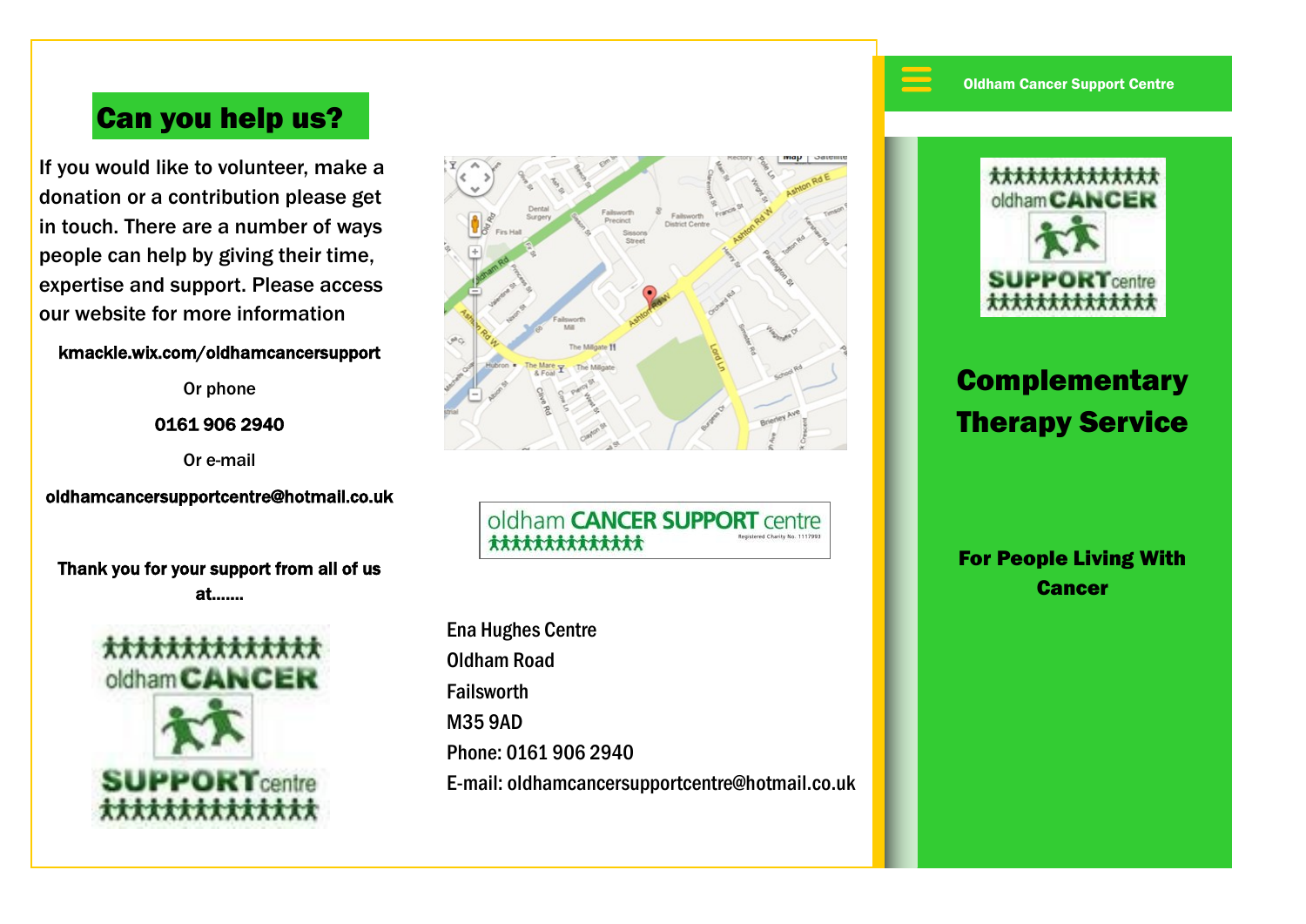## Can you help us?

If you would like to volunteer, make a donation or a contribution please get in touch. There are a number of ways people can help by giving their time, expertise and support. Please access our website for more information

**kmackle.wix.com/oldhamcancersupport**

Or phone

**0161 906 2940**

Or e-mail

**oldhamcancersupportcentre@hotmail.co.uk**

**Thank you for your support from all of us at.......**

Ena Hughes Centre
Oldham Road
Failsworth
M35 9AD
Phone: 0161 906 2940
E-mail: oldhamcancersupportcentre@hotmail.co.uk

**Oldham Cancer Support Centre**

# Complementary Therapy Service

**For People Living With Cancer**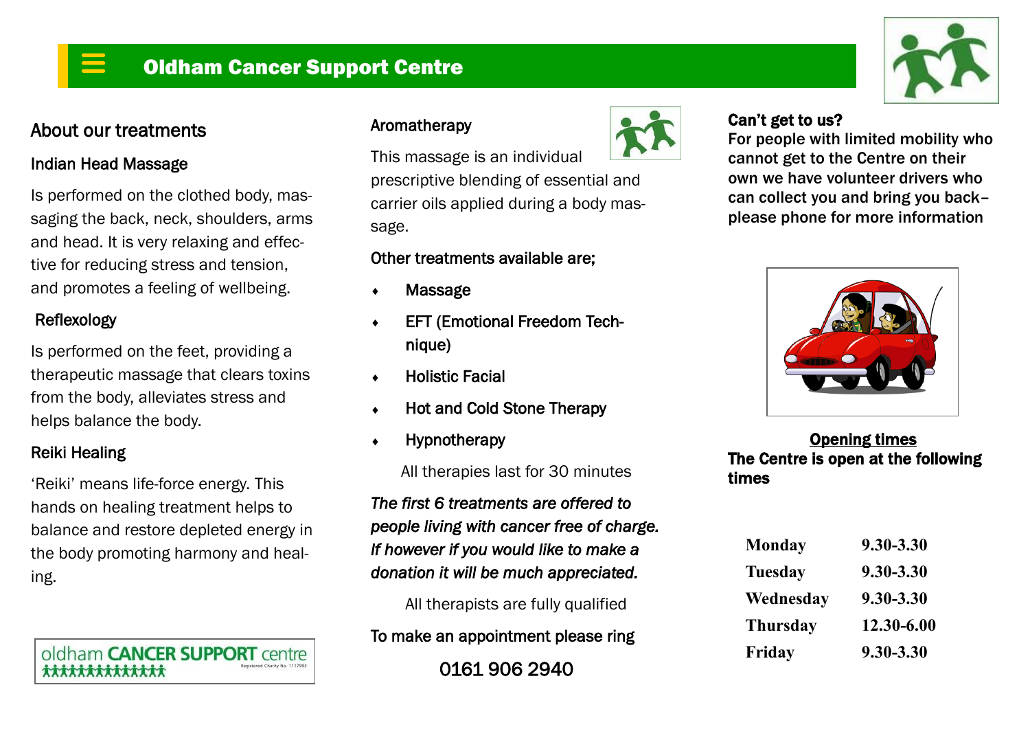# Oldham Cancer Support Centre

## About our treatments

### Indian Head Massage

Is performed on the clothed body, massaging the back, neck, shoulders, arms and head. It is very relaxing and effective for reducing stress and tension, and promotes a feeling of wellbeing.

### Reflexology

Is performed on the feet, providing a therapeutic massage that clears toxins from the body, alleviates stress and helps balance the body.

### Reiki Healing

'Reiki' means life-force energy. This hands on healing treatment helps to balance and restore depleted energy in the body promoting harmony and healing.

oldham CANCER SUPPORT centre

Registered Charity No. 1117993

### Aromatherapy

This massage is an individual prescriptive blending of essential and carrier oils applied during a body massage.

Other treatments available are;

- Massage
- EFT (Emotional Freedom Technique)
- Holistic Facial
- Hot and Cold Stone Therapy
- Hypnotherapy

All therapies last for 30 minutes

*The first 6 treatments are offered to people living with cancer free of charge. If however if you would like to make a donation it will be much appreciated.*

All therapists are fully qualified

To make an appointment please ring

0161 906 2940

**Can't get to us?**
**For people with limited mobility who cannot get to the Centre on their own we have volunteer drivers who can collect you and bring you back– please phone for more information**

**Opening times**
**The Centre is open at the following times**

| | |
|---|---|
| Monday | 9.30-3.30 |
| Tuesday | 9.30-3.30 |
| Wednesday | 9.30-3.30 |
| Thursday | 12.30-6.00 |
| Friday | 9.30-3.30 |